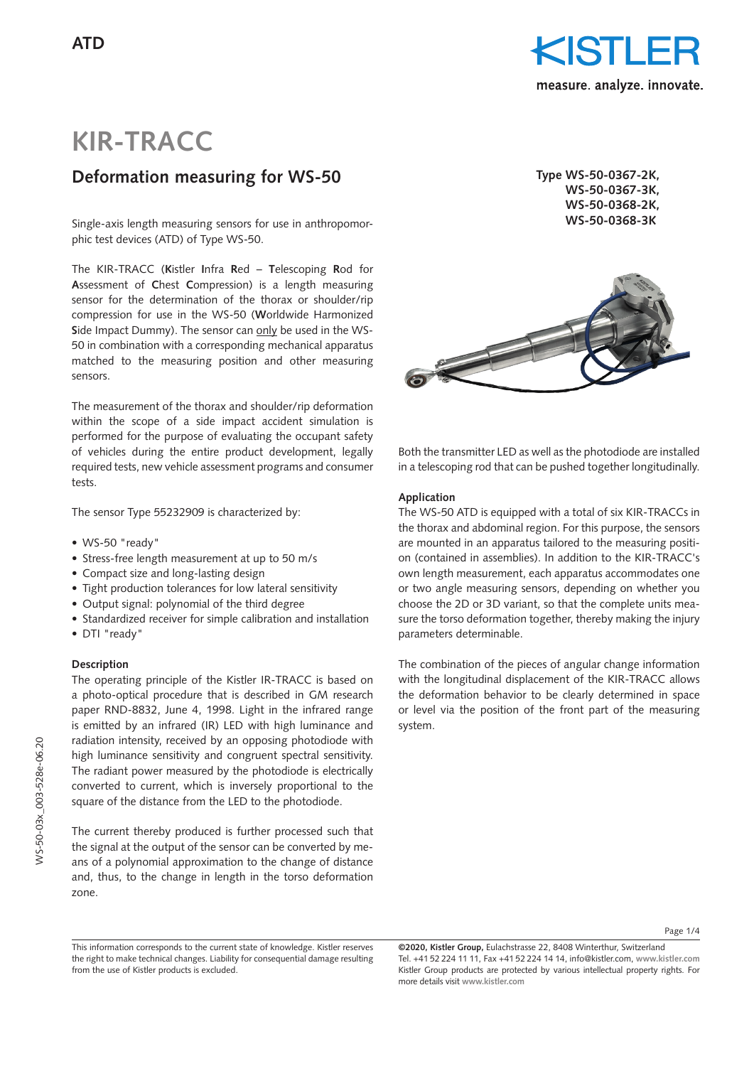ATD

# KIR-TRACC

## Deformation measuring for WS-50

**Type WS-50-0367-2K, WS-50-0367-3K, WS-50-0368-2K, WS-50-0368-3K**

Single-axis length measuring sensors for use in anthropomorphic test devices (ATD) of Type WS-50.

The KIR-TRACC (**K**istler **I**nfra **R**ed – **T**elescoping **R**od for **A**ssessment of **C**hest **C**ompression) is a length measuring sensor for the determination of the thorax or shoulder/rip compression for use in the WS-50 (**W**orldwide Harmonized **S**ide Impact Dummy). The sensor can only be used in the WS-50 in combination with a corresponding mechanical apparatus matched to the measuring position and other measuring sensors.

The measurement of the thorax and shoulder/rip deformation within the scope of a side impact accident simulation is performed for the purpose of evaluating the occupant safety of vehicles during the entire product development, legally required tests, new vehicle assessment programs and consumer tests.

The sensor Type 55232909 is characterized by:

- WS-50 "ready"
- Stress-free length measurement at up to 50 m/s
- Compact size and long-lasting design
- Tight production tolerances for low lateral sensitivity
- Output signal: polynomial of the third degree
- Standardized receiver for simple calibration and installation
- DTI "ready"

### Description

The operating principle of the Kistler IR-TRACC is based on a photo-optical procedure that is described in GM research paper RND-8832, June 4, 1998. Light in the infrared range is emitted by an infrared (IR) LED with high luminance and radiation intensity, received by an opposing photodiode with high luminance sensitivity and congruent spectral sensitivity. The radiant power measured by the photodiode is electrically converted to current, which is inversely proportional to the square of the distance from the LED to the photodiode.

The current thereby produced is further processed such that the signal at the output of the sensor can be converted by means of a polynomial approximation to the change of distance and, thus, to the change in length in the torso deformation zone.

Both the transmitter LED as well as the photodiode are installed in a telescoping rod that can be pushed together longitudinally.

### Application

The WS-50 ATD is equipped with a total of six KIR-TRACCs in the thorax and abdominal region. For this purpose, the sensors are mounted in an apparatus tailored to the measuring position (contained in assemblies). In addition to the KIR-TRACC's own length measurement, each apparatus accommodates one or two angle measuring sensors, depending on whether you choose the 2D or 3D variant, so that the complete units measure the torso deformation together, thereby making the injury parameters determinable.

The combination of the pieces of angular change information with the longitudinal displacement of the KIR-TRACC allows the deformation behavior to be clearly determined in space or level via the position of the front part of the measuring system.

This information corresponds to the current state of knowledge. Kistler reserves the right to make technical changes. Liability for consequential damage resulting from the use of Kistler products is excluded.

**©2020, Kistler Group,** Eulachstrasse 22, 8408 Winterthur, Switzerland
Tel. +41 52 224 11 11, Fax +41 52 224 14 14, info@kistler.com, www.kistler.com
Kistler Group products are protected by various intellectual property rights. For more details visit www.kistler.com

WS-50-03x_003-528e-06.20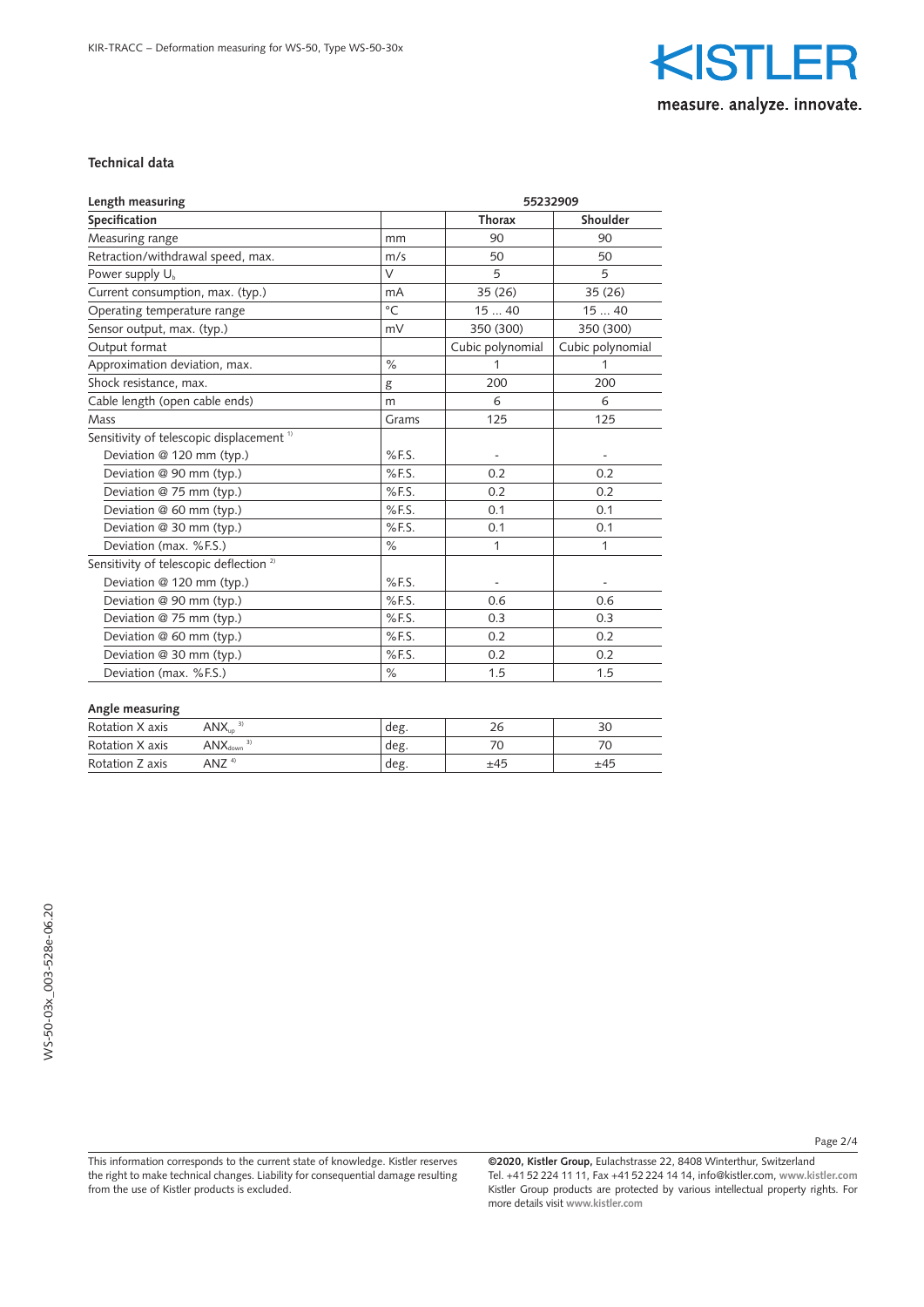## Technical data

| Length measuring | | 55232909 | |
|---|---|---|---|
| **Specification** | | **Thorax** | **Shoulder** |
| Measuring range | mm | 90 | 90 |
| Retraction/withdrawal speed, max. | m/s | 50 | 50 |
| Power supply $U_b$ | V | 5 | 5 |
| Current consumption, max. (typ.) | mA | 35 (26) | 35 (26) |
| Operating temperature range | °C | 15 ... 40 | 15 ... 40 |
| Sensor output, max. (typ.) | mV | 350 (300) | 350 (300) |
| Output format | | Cubic polynomial | Cubic polynomial |
| Approximation deviation, max. | % | 1 | 1 |
| Shock resistance, max. | g | 200 | 200 |
| Cable length (open cable ends) | m | 6 | 6 |
| Mass | Grams | 125 | 125 |
| Sensitivity of telescopic displacement [1] | | | |
| Deviation @ 120 mm (typ.) | %F.S. | - | - |
| Deviation @ 90 mm (typ.) | %F.S. | 0.2 | 0.2 |
| Deviation @ 75 mm (typ.) | %F.S. | 0.2 | 0.2 |
| Deviation @ 60 mm (typ.) | %F.S. | 0.1 | 0.1 |
| Deviation @ 30 mm (typ.) | %F.S. | 0.1 | 0.1 |
| Deviation (max. %F.S.) | % | 1 | 1 |
| Sensitivity of telescopic deflection [2] | | | |
| Deviation @ 120 mm (typ.) | %F.S. | - | - |
| Deviation @ 90 mm (typ.) | %F.S. | 0.6 | 0.6 |
| Deviation @ 75 mm (typ.) | %F.S. | 0.3 | 0.3 |
| Deviation @ 60 mm (typ.) | %F.S. | 0.2 | 0.2 |
| Deviation @ 30 mm (typ.) | %F.S. | 0.2 | 0.2 |
| Deviation (max. %F.S.) | % | 1.5 | 1.5 |

**Angle measuring**

| | | | | |
|---|---|---|---|---|
| Rotation X axis | $ANX_{up}$ [3] | deg. | 26 | 30 |
| Rotation X axis | $ANX_{down}$ [3] | deg. | 70 | 70 |
| Rotation Z axis | ANZ [4] | deg. | ±45 | ±45 |

This information corresponds to the current state of knowledge. Kistler reserves the right to make technical changes. Liability for consequential damage resulting from the use of Kistler products is excluded.

**©2020, Kistler Group,** Eulachstrasse 22, 8408 Winterthur, Switzerland
Tel. +41 52 224 11 11, Fax +41 52 224 14 14, info@kistler.com, www.kistler.com
Kistler Group products are protected by various intellectual property rights. For more details visit www.kistler.com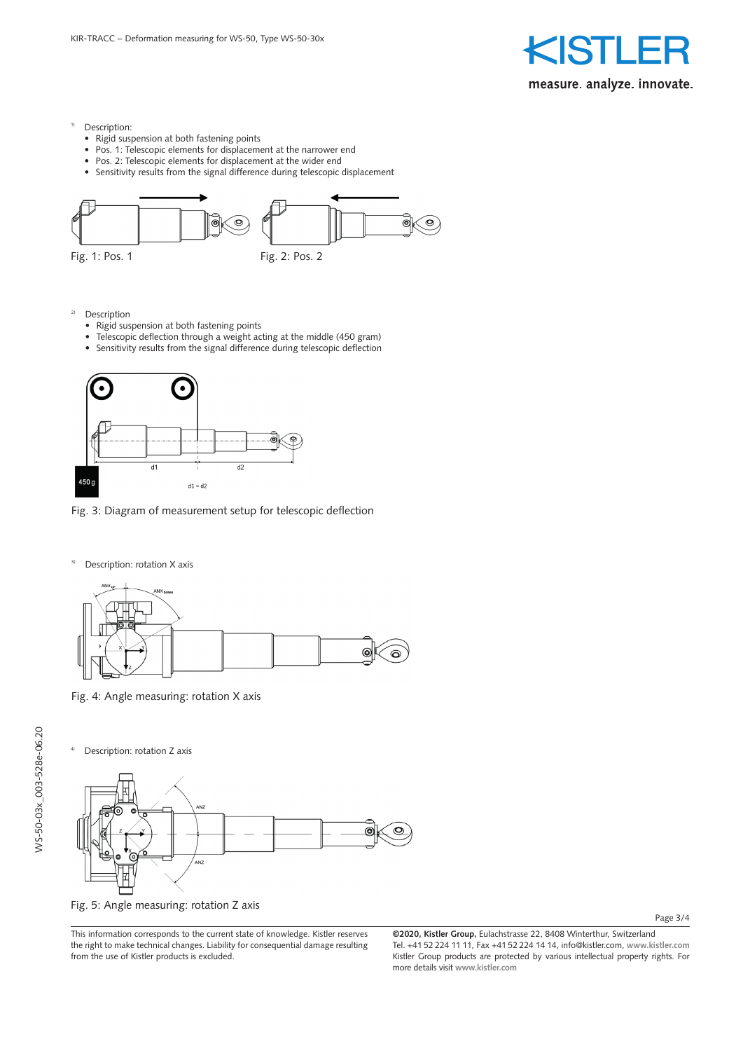[1] Description:

- Rigid suspension at both fastening points
- Pos. 1: Telescopic elements for displacement at the narrower end
- Pos. 2: Telescopic elements for displacement at the wider end
- Sensitivity results from the signal difference during telescopic displacement

Fig. 1: Pos. 1

Fig. 2: Pos. 2

[2] Description

- Rigid suspension at both fastening points
- Telescopic deflection through a weight acting at the middle (450 gram)
- Sensitivity results from the signal difference during telescopic deflection

Fig. 3: Diagram of measurement setup for telescopic deflection

[3] Description: rotation X axis

Fig. 4: Angle measuring: rotation X axis

[4] Description: rotation Z axis

Fig. 5: Angle measuring: rotation Z axis

This information corresponds to the current state of knowledge. Kistler reserves the right to make technical changes. Liability for consequential damage resulting from the use of Kistler products is excluded.

**©2020, Kistler Group,** Eulachstrasse 22, 8408 Winterthur, Switzerland
Tel. +41 52 224 11 11, Fax +41 52 224 14 14, info@kistler.com, **www.kistler.com**
Kistler Group products are protected by various intellectual property rights. For more details visit **www.kistler.com**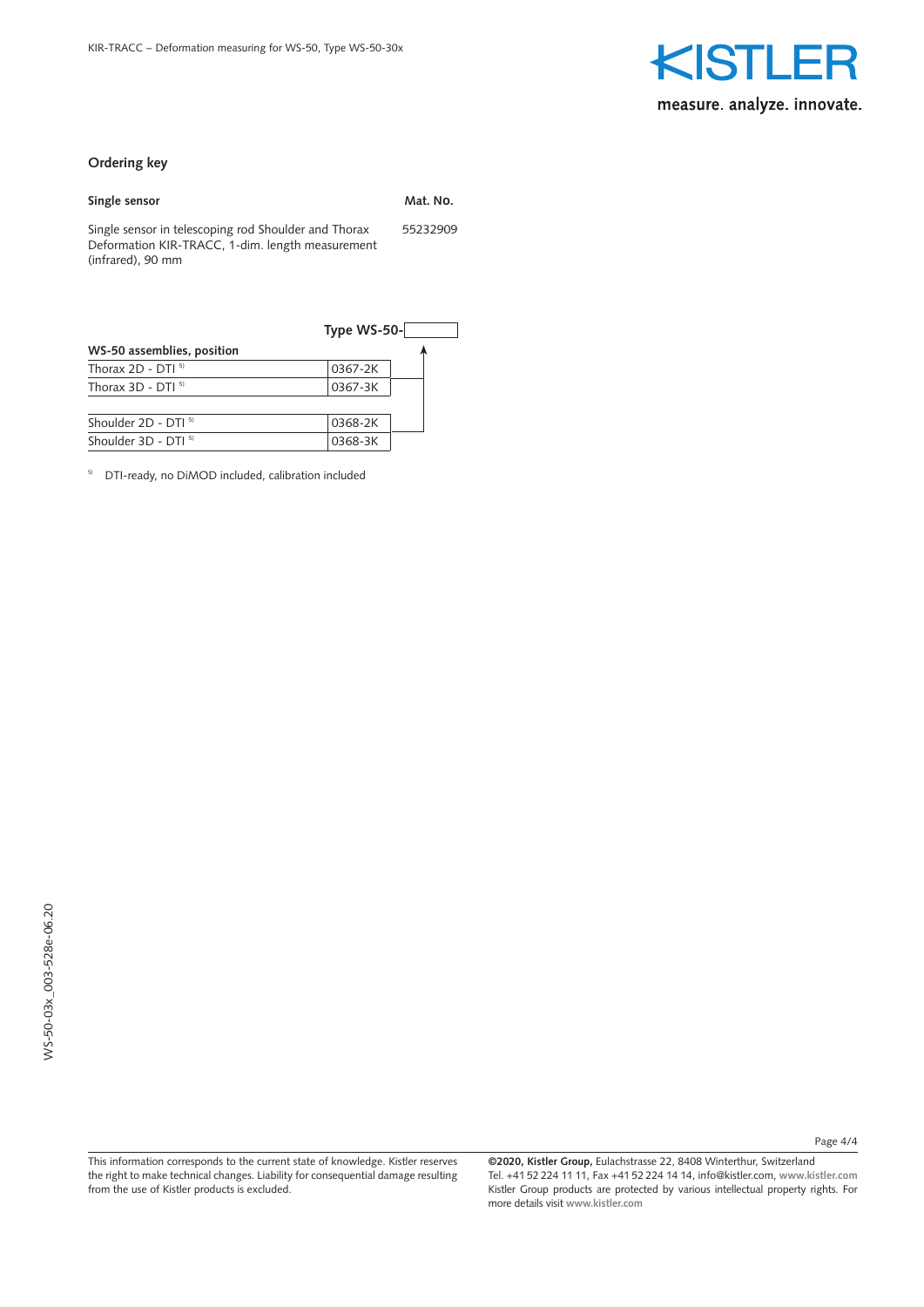## Ordering key

| Single sensor | Mat. No. |
|---|---|
| Single sensor in telescoping rod Shoulder and Thorax Deformation KIR-TRACC, 1-dim. length measurement (infrared), 90 mm | 55232909 |

**Type WS-50-**

| WS-50 assemblies, position | |
|---|---|
| Thorax 2D - DTI [5] | 0367-2K |
| Thorax 3D - DTI [5] | 0367-3K |
| Shoulder 2D - DTI [5] | 0368-2K |
| Shoulder 3D - DTI [5] | 0368-3K |

[5] DTI-ready, no DiMOD included, calibration included

This information corresponds to the current state of knowledge. Kistler reserves the right to make technical changes. Liability for consequential damage resulting from the use of Kistler products is excluded.

**©2020, Kistler Group,** Eulachstrasse 22, 8408 Winterthur, Switzerland
Tel. +41 52 224 11 11, Fax +41 52 224 14 14, info@kistler.com, www.kistler.com
Kistler Group products are protected by various intellectual property rights. For more details visit www.kistler.com